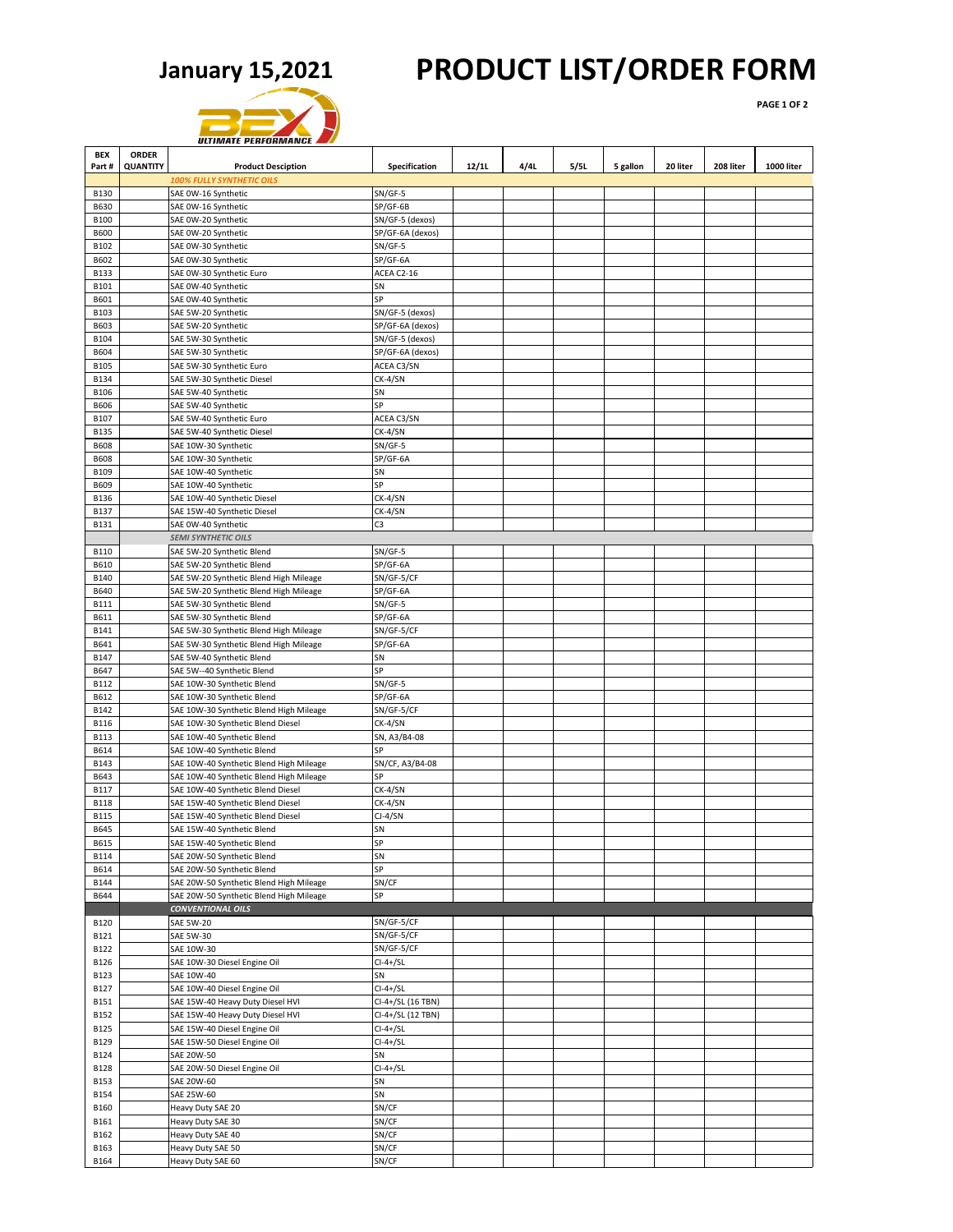**January 15,2021**

# PRODUCT LIST/ORDER FORM

PAGE 1 OF 2

| BEX Part # | ORDER QUANTITY | Product Desciption | Specification | 12/1L | 4/4L | 5/5L | 5 gallon | 20 liter | 208 liter | 1000 liter |
|---|---|---|---|---|---|---|---|---|---|---|
| | | *100% FULLY SYNTHETIC OILS* | | | | | | | | |
| B130 | | SAE 0W-16 Synthetic | SN/GF-5 | | | | | | | |
| B630 | | SAE 0W-16 Synthetic | SP/GF-6B | | | | | | | |
| B100 | | SAE 0W-20 Synthetic | SN/GF-5 (dexos) | | | | | | | |
| B600 | | SAE 0W-20 Synthetic | SP/GF-6A (dexos) | | | | | | | |
| B102 | | SAE 0W-30 Synthetic | SN/GF-5 | | | | | | | |
| B602 | | SAE 0W-30 Synthetic | SP/GF-6A | | | | | | | |
| B133 | | SAE 0W-30 Synthetic Euro | ACEA C2-16 | | | | | | | |
| B101 | | SAE 0W-40 Synthetic | SN | | | | | | | |
| B601 | | SAE 0W-40 Synthetic | SP | | | | | | | |
| B103 | | SAE 5W-20 Synthetic | SN/GF-5 (dexos) | | | | | | | |
| B603 | | SAE 5W-20 Synthetic | SP/GF-6A (dexos) | | | | | | | |
| B104 | | SAE 5W-30 Synthetic | SN/GF-5 (dexos) | | | | | | | |
| B604 | | SAE 5W-30 Synthetic | SP/GF-6A (dexos) | | | | | | | |
| B105 | | SAE 5W-30 Synthetic Euro | ACEA C3/SN | | | | | | | |
| B134 | | SAE 5W-30 Synthetic Diesel | CK-4/SN | | | | | | | |
| B106 | | SAE 5W-40 Synthetic | SN | | | | | | | |
| B606 | | SAE 5W-40 Synthetic | SP | | | | | | | |
| B107 | | SAE 5W-40 Synthetic Euro | ACEA C3/SN | | | | | | | |
| B135 | | SAE 5W-40 Synthetic Diesel | CK-4/SN | | | | | | | |
| B608 | | SAE 10W-30 Synthetic | SN/GF-5 | | | | | | | |
| B608 | | SAE 10W-30 Synthetic | SP/GF-6A | | | | | | | |
| B109 | | SAE 10W-40 Synthetic | SN | | | | | | | |
| B609 | | SAE 10W-40 Synthetic | SP | | | | | | | |
| B136 | | SAE 10W-40 Synthetic Diesel | CK-4/SN | | | | | | | |
| B137 | | SAE 15W-40 Synthetic Diesel | CK-4/SN | | | | | | | |
| B131 | | SAE 0W-40 Synthetic | C3 | | | | | | | |
| | | *SEMI SYNTHETIC OILS* | | | | | | | | |
| B110 | | SAE 5W-20 Synthetic Blend | SN/GF-5 | | | | | | | |
| B610 | | SAE 5W-20 Synthetic Blend | SP/GF-6A | | | | | | | |
| B140 | | SAE 5W-20 Synthetic Blend High Mileage | SN/GF-5/CF | | | | | | | |
| B640 | | SAE 5W-20 Synthetic Blend High Mileage | SP/GF-6A | | | | | | | |
| B111 | | SAE 5W-30 Synthetic Blend | SN/GF-5 | | | | | | | |
| B611 | | SAE 5W-30 Synthetic Blend | SP/GF-6A | | | | | | | |
| B141 | | SAE 5W-30 Synthetic Blend High Mileage | SN/GF-5/CF | | | | | | | |
| B641 | | SAE 5W-30 Synthetic Blend High Mileage | SP/GF-6A | | | | | | | |
| B147 | | SAE 5W-40 Synthetic Blend | SN | | | | | | | |
| B647 | | SAE 5W--40 Synthetic Blend | SP | | | | | | | |
| B112 | | SAE 10W-30 Synthetic Blend | SN/GF-5 | | | | | | | |
| B612 | | SAE 10W-30 Synthetic Blend | SP/GF-6A | | | | | | | |
| B142 | | SAE 10W-30 Synthetic Blend High Mileage | SN/GF-5/CF | | | | | | | |
| B116 | | SAE 10W-30 Synthetic Blend Diesel | CK-4/SN | | | | | | | |
| B113 | | SAE 10W-40 Synthetic Blend | SN, A3/B4-08 | | | | | | | |
| B614 | | SAE 10W-40 Synthetic Blend | SP | | | | | | | |
| B143 | | SAE 10W-40 Synthetic Blend High Mileage | SN/CF, A3/B4-08 | | | | | | | |
| B643 | | SAE 10W-40 Synthetic Blend High Mileage | SP | | | | | | | |
| B117 | | SAE 10W-40 Synthetic Blend Diesel | CK-4/SN | | | | | | | |
| B118 | | SAE 15W-40 Synthetic Blend Diesel | CK-4/SN | | | | | | | |
| B115 | | SAE 15W-40 Synthetic Blend Diesel | CJ-4/SN | | | | | | | |
| B645 | | SAE 15W-40 Synthetic Blend | SN | | | | | | | |
| B615 | | SAE 15W-40 Synthetic Blend | SP | | | | | | | |
| B114 | | SAE 20W-50 Synthetic Blend | SN | | | | | | | |
| B614 | | SAE 20W-50 Synthetic Blend | SP | | | | | | | |
| B144 | | SAE 20W-50 Synthetic Blend High Mileage | SN/CF | | | | | | | |
| B644 | | SAE 20W-50 Synthetic Blend High Mileage | SP | | | | | | | |
| | | *CONVENTIONAL OILS* | | | | | | | | |
| B120 | | SAE 5W-20 | SN/GF-5/CF | | | | | | | |
| B121 | | SAE 5W-30 | SN/GF-5/CF | | | | | | | |
| B122 | | SAE 10W-30 | SN/GF-5/CF | | | | | | | |
| B126 | | SAE 10W-30 Diesel Engine Oil | CI-4+/SL | | | | | | | |
| B123 | | SAE 10W-40 | SN | | | | | | | |
| B127 | | SAE 10W-40 Diesel Engine Oil | CI-4+/SL | | | | | | | |
| B151 | | SAE 15W-40 Heavy Duty Diesel HVI | CI-4+/SL (16 TBN) | | | | | | | |
| B152 | | SAE 15W-40 Heavy Duty Diesel HVI | CI-4+/SL (12 TBN) | | | | | | | |
| B125 | | SAE 15W-40 Diesel Engine Oil | CI-4+/SL | | | | | | | |
| B129 | | SAE 15W-50 Diesel Engine Oil | CI-4+/SL | | | | | | | |
| B124 | | SAE 20W-50 | SN | | | | | | | |
| B128 | | SAE 20W-50 Diesel Engine Oil | CI-4+/SL | | | | | | | |
| B153 | | SAE 20W-60 | SN | | | | | | | |
| B154 | | SAE 25W-60 | SN | | | | | | | |
| B160 | | Heavy Duty SAE 20 | SN/CF | | | | | | | |
| B161 | | Heavy Duty SAE 30 | SN/CF | | | | | | | |
| B162 | | Heavy Duty SAE 40 | SN/CF | | | | | | | |
| B163 | | Heavy Duty SAE 50 | SN/CF | | | | | | | |
| B164 | | Heavy Duty SAE 60 | SN/CF | | | | | | | |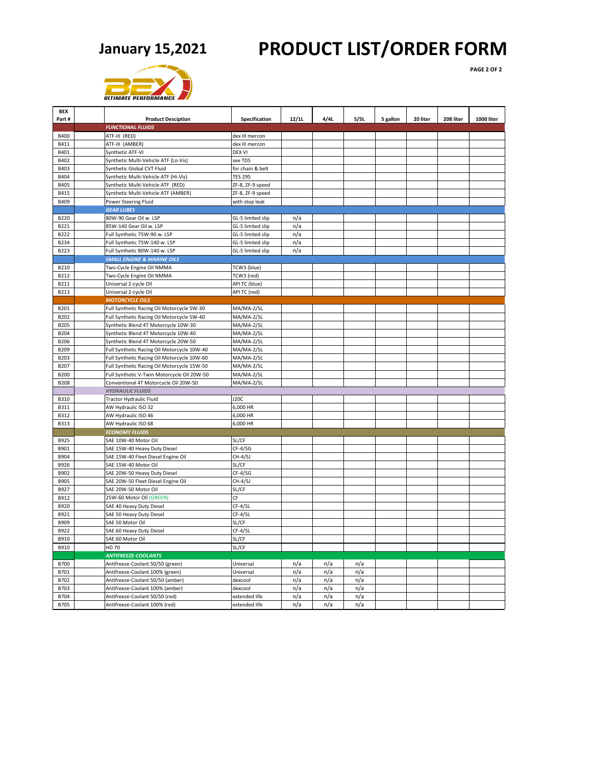# January 15,2021

# PRODUCT LIST/ORDER FORM

PAGE 2 OF 2

| BEX Part # | | Product Desciption | Specification | 12/1L | 4/4L | 5/5L | 5 gallon | 20 liter | 208 liter | 1000 liter |
|---|---|---|---|---|---|---|---|---|---|---|
| | | ***FUNCTIONAL FLUIDS*** | | | | | | | | |
| B400 | | ATF-III (RED) | dex III mercon | | | | | | | |
| B411 | | ATF-III (AMBER) | dex III mercon | | | | | | | |
| B401 | | Synthetic ATF-VI | DEX VI | | | | | | | |
| B402 | | Synthetic Multi-Vehicle ATF (Lo-Vis) | see TDS | | | | | | | |
| B403 | | Synthetic Global CVT Fluid | for chain & belt | | | | | | | |
| B404 | | Synthetic Multi-Vehicle ATF (Hi-Vis) | TES 295 | | | | | | | |
| B405 | | Synthetic Multi-Vehicle ATF (RED) | ZF-8, ZF-9 speed | | | | | | | |
| B415 | | Synthetic Multi-Vehicle ATF (AMBER) | ZF-8, ZF-9 speed | | | | | | | |
| B409 | | Power Steering Fluid | with stop leak | | | | | | | |
| | | ***GEAR LUBES*** | | | | | | | | |
| B220 | | 80W-90 Gear Oil w. LSP | GL-5 limited slip | n/a | | | | | | |
| B221 | | 85W-140 Gear Oil w. LSP | GL-5 limited slip | n/a | | | | | | |
| B222 | | Full Synthetic 75W-90 w. LSP | GL-5 limited slip | n/a | | | | | | |
| B234 | | Full Synthetic 75W-140 w. LSP | GL-5 limited slip | n/a | | | | | | |
| B223 | | Full Synthetic 80W-140 w. LSP | GL-5 limited slip | n/a | | | | | | |
| | | ***SMALL ENGINE & MARINE OILS*** | | | | | | | | |
| B210 | | Two-Cycle Engine Oil NMMA | TCW3 (blue) | | | | | | | |
| B212 | | Two-Cycle Engine Oil NMMA | TCW3 (red) | | | | | | | |
| B211 | | Universal 2-cycle Oil | API TC (blue) | | | | | | | |
| B213 | | Universal 2-cycle Oil | API TC (red) | | | | | | | |
| | | ***MOTORCYCLE OILS*** | | | | | | | | |
| B201 | | Full Synthetic Racing Oil Motorcycle 5W-30 | MA/MA-2/SL | | | | | | | |
| B202 | | Full Synthetic Racing Oil Motorcycle 5W-40 | MA/MA-2/SL | | | | | | | |
| B205 | | Synthetic Blend 4T Motorcycle 10W-30 | MA/MA-2/SL | | | | | | | |
| B204 | | Synthetic Blend 4T Motorcycle 10W-40 | MA/MA-2/SL | | | | | | | |
| B206 | | Synthetic Blend 4T Motorcycle 20W-50 | MA/MA-2/SL | | | | | | | |
| B209 | | Full Synthetic Racing Oil Motorcycle 10W-40 | MA/MA-2/SL | | | | | | | |
| B203 | | Full Synthetic Racing Oil Motorcycle 10W-60 | MA/MA-2/SL | | | | | | | |
| B207 | | Full Synthetic Racing Oil Motorcycle 15W-50 | MA/MA-2/SL | | | | | | | |
| B200 | | Full Synthetic V-Twin Motorcycle Oil 20W-50 | MA/MA-2/SL | | | | | | | |
| B208 | | Conventional 4T Motorcycle Oil 20W-50 | MA/MA-2/SL | | | | | | | |
| | | ***HYDRAULIC FLUIDS*** | | | | | | | | |
| B310 | | Tractor Hydraulic Fluid | J20C | | | | | | | |
| B311 | | AW Hydraulic ISO 32 | 6,000 HR | | | | | | | |
| B312 | | AW Hydraulic ISO 46 | 6,000 HR | | | | | | | |
| B313 | | AW Hydraulic ISO 68 | 6,000 HR | | | | | | | |
| | | ***ECONOMY FLUIDS*** | | | | | | | | |
| B925 | | SAE 10W-40 Motor Oil | SL/CF | | | | | | | |
| B901 | | SAE 15W-40 Heavy Duty Diesel | CF-4/SG | | | | | | | |
| B904 | | SAE 15W-40 Fleet Diesel Engine Oil | CH-4/SJ | | | | | | | |
| B926 | | SAE 15W-40 Motor Oil | SL/CF | | | | | | | |
| B902 | | SAE 20W-50 Heavy Duty Diesel | CF-4/SG | | | | | | | |
| B905 | | SAE 20W-50 Fleet Diesel Engine Oil | CH-4/SJ | | | | | | | |
| B927 | | SAE 20W-50 Motor Oil | SL/CF | | | | | | | |
| B912 | | 25W-60 Motor Oil (GREEN) | CF | | | | | | | |
| B920 | | SAE 40 Heavy Duty Diesel | CF-4/SL | | | | | | | |
| B921 | | SAE 50 Heavy Duty Diesel | CF-4/SL | | | | | | | |
| B909 | | SAE 50 Motor Oil | SL/CF | | | | | | | |
| B922 | | SAE 60 Heavy Duty Diesel | CF-4/SL | | | | | | | |
| B910 | | SAE 60 Motor Oil | SL/CF | | | | | | | |
| B910 | | HD 70 | SL/CF | | | | | | | |
| | | ***ANTIFREEZE-COOLANTS*** | | | | | | | | |
| B700 | | Antifreeze-Coolant 50/50 (green) | Universal | n/a | n/a | n/a | | | | |
| B701 | | Antifreeze-Coolant 100% (green) | Universal | n/a | n/a | n/a | | | | |
| B702 | | Antifreeze-Coolant 50/50 (amber) | dexcool | n/a | n/a | n/a | | | | |
| B703 | | Antifreeze-Coolant 100% (amber) | dexcool | n/a | n/a | n/a | | | | |
| B704 | | Antifreeze-Coolant 50/50 (red) | extended life | n/a | n/a | n/a | | | | |
| B705 | | Antifreeze-Coolant 100% (red) | extended life | n/a | n/a | n/a | | | | |